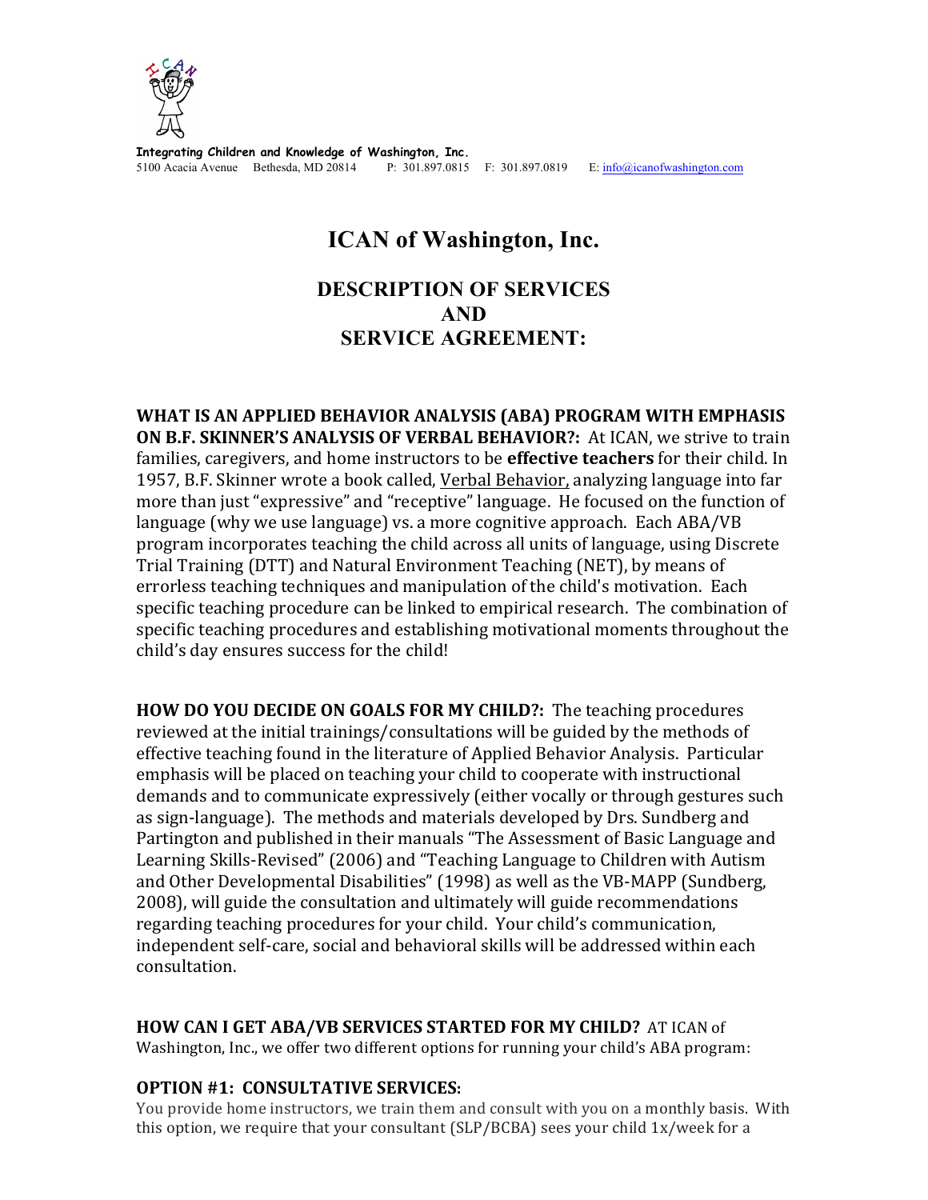**Integrating Children and Knowledge of Washington, Inc.**
5100 Acacia Avenue Bethesda, MD 20814 P: 301.897.0815 F: 301.897.0819 E: info@icanofwashington.com

# ICAN of Washington, Inc.

## DESCRIPTION OF SERVICES AND SERVICE AGREEMENT:

**WHAT IS AN APPLIED BEHAVIOR ANALYSIS (ABA) PROGRAM WITH EMPHASIS ON B.F. SKINNER'S ANALYSIS OF VERBAL BEHAVIOR?:** At ICAN, we strive to train families, caregivers, and home instructors to be **effective teachers** for their child. In 1957, B.F. Skinner wrote a book called, Verbal Behavior, analyzing language into far more than just "expressive" and "receptive" language. He focused on the function of language (why we use language) vs. a more cognitive approach. Each ABA/VB program incorporates teaching the child across all units of language, using Discrete Trial Training (DTT) and Natural Environment Teaching (NET), by means of errorless teaching techniques and manipulation of the child's motivation. Each specific teaching procedure can be linked to empirical research. The combination of specific teaching procedures and establishing motivational moments throughout the child's day ensures success for the child!

**HOW DO YOU DECIDE ON GOALS FOR MY CHILD?:** The teaching procedures reviewed at the initial trainings/consultations will be guided by the methods of effective teaching found in the literature of Applied Behavior Analysis. Particular emphasis will be placed on teaching your child to cooperate with instructional demands and to communicate expressively (either vocally or through gestures such as sign-language). The methods and materials developed by Drs. Sundberg and Partington and published in their manuals "The Assessment of Basic Language and Learning Skills-Revised" (2006) and "Teaching Language to Children with Autism and Other Developmental Disabilities" (1998) as well as the VB-MAPP (Sundberg, 2008), will guide the consultation and ultimately will guide recommendations regarding teaching procedures for your child. Your child's communication, independent self-care, social and behavioral skills will be addressed within each consultation.

**HOW CAN I GET ABA/VB SERVICES STARTED FOR MY CHILD?** AT ICAN of Washington, Inc., we offer two different options for running your child's ABA program:

**OPTION #1: CONSULTATIVE SERVICES:**
You provide home instructors, we train them and consult with you on a monthly basis. With this option, we require that your consultant (SLP/BCBA) sees your child 1x/week for a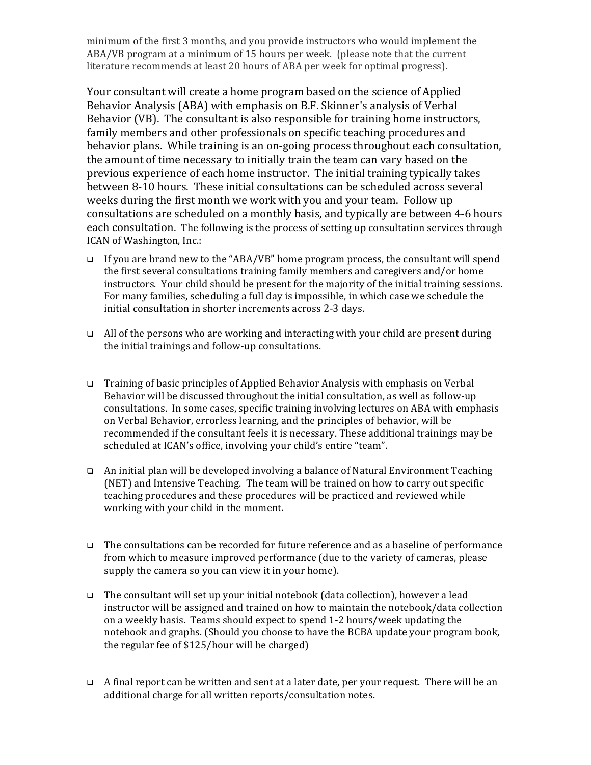minimum of the first 3 months, and <u>you provide instructors who would implement the ABA/VB program at a minimum of 15 hours per week</u>. (please note that the current literature recommends at least 20 hours of ABA per week for optimal progress).

Your consultant will create a home program based on the science of Applied Behavior Analysis (ABA) with emphasis on B.F. Skinner's analysis of Verbal Behavior (VB). The consultant is also responsible for training home instructors, family members and other professionals on specific teaching procedures and behavior plans. While training is an on-going process throughout each consultation, the amount of time necessary to initially train the team can vary based on the previous experience of each home instructor. The initial training typically takes between 8-10 hours. These initial consultations can be scheduled across several weeks during the first month we work with you and your team. Follow up consultations are scheduled on a monthly basis, and typically are between 4-6 hours each consultation. The following is the process of setting up consultation services through ICAN of Washington, Inc.:

- If you are brand new to the "ABA/VB" home program process, the consultant will spend the first several consultations training family members and caregivers and/or home instructors. Your child should be present for the majority of the initial training sessions. For many families, scheduling a full day is impossible, in which case we schedule the initial consultation in shorter increments across 2-3 days.

- All of the persons who are working and interacting with your child are present during the initial trainings and follow-up consultations.

- Training of basic principles of Applied Behavior Analysis with emphasis on Verbal Behavior will be discussed throughout the initial consultation, as well as follow-up consultations. In some cases, specific training involving lectures on ABA with emphasis on Verbal Behavior, errorless learning, and the principles of behavior, will be recommended if the consultant feels it is necessary. These additional trainings may be scheduled at ICAN's office, involving your child's entire "team".

- An initial plan will be developed involving a balance of Natural Environment Teaching (NET) and Intensive Teaching. The team will be trained on how to carry out specific teaching procedures and these procedures will be practiced and reviewed while working with your child in the moment.

- The consultations can be recorded for future reference and as a baseline of performance from which to measure improved performance (due to the variety of cameras, please supply the camera so you can view it in your home).

- The consultant will set up your initial notebook (data collection), however a lead instructor will be assigned and trained on how to maintain the notebook/data collection on a weekly basis. Teams should expect to spend 1-2 hours/week updating the notebook and graphs. (Should you choose to have the BCBA update your program book, the regular fee of $125/hour will be charged)

- A final report can be written and sent at a later date, per your request. There will be an additional charge for all written reports/consultation notes.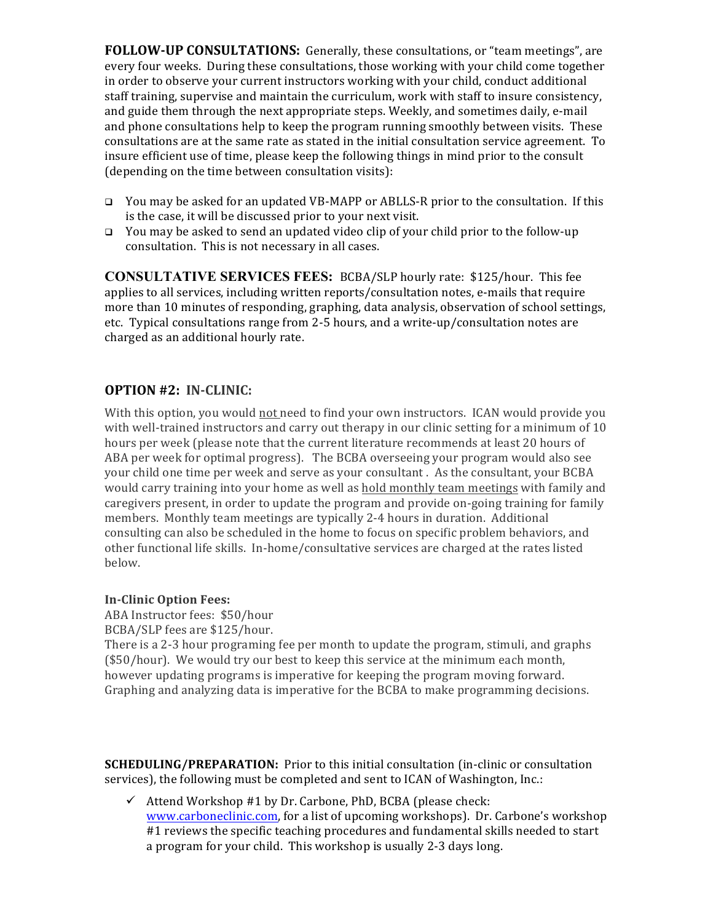**FOLLOW-UP CONSULTATIONS:** Generally, these consultations, or "team meetings", are every four weeks. During these consultations, those working with your child come together in order to observe your current instructors working with your child, conduct additional staff training, supervise and maintain the curriculum, work with staff to insure consistency, and guide them through the next appropriate steps. Weekly, and sometimes daily, e-mail and phone consultations help to keep the program running smoothly between visits. These consultations are at the same rate as stated in the initial consultation service agreement. To insure efficient use of time, please keep the following things in mind prior to the consult (depending on the time between consultation visits):

- You may be asked for an updated VB-MAPP or ABLLS-R prior to the consultation. If this is the case, it will be discussed prior to your next visit.
- You may be asked to send an updated video clip of your child prior to the follow-up consultation. This is not necessary in all cases.

**CONSULTATIVE SERVICES FEES:** BCBA/SLP hourly rate: $125/hour. This fee applies to all services, including written reports/consultation notes, e-mails that require more than 10 minutes of responding, graphing, data analysis, observation of school settings, etc. Typical consultations range from 2-5 hours, and a write-up/consultation notes are charged as an additional hourly rate.

## OPTION #2: IN-CLINIC:

With this option, you would <u>not</u> need to find your own instructors. ICAN would provide you with well-trained instructors and carry out therapy in our clinic setting for a minimum of 10 hours per week (please note that the current literature recommends at least 20 hours of ABA per week for optimal progress). The BCBA overseeing your program would also see your child one time per week and serve as your consultant . As the consultant, your BCBA would carry training into your home as well as <u>hold monthly team meetings</u> with family and caregivers present, in order to update the program and provide on-going training for family members. Monthly team meetings are typically 2-4 hours in duration. Additional consulting can also be scheduled in the home to focus on specific problem behaviors, and other functional life skills. In-home/consultative services are charged at the rates listed below.

**In-Clinic Option Fees:**
ABA Instructor fees: $50/hour
BCBA/SLP fees are $125/hour.
There is a 2-3 hour programing fee per month to update the program, stimuli, and graphs ($50/hour). We would try our best to keep this service at the minimum each month, however updating programs is imperative for keeping the program moving forward. Graphing and analyzing data is imperative for the BCBA to make programming decisions.

**SCHEDULING/PREPARATION:** Prior to this initial consultation (in-clinic or consultation services), the following must be completed and sent to ICAN of Washington, Inc.:

- ✓ Attend Workshop #1 by Dr. Carbone, PhD, BCBA (please check: www.carboneclinic.com, for a list of upcoming workshops). Dr. Carbone's workshop #1 reviews the specific teaching procedures and fundamental skills needed to start a program for your child. This workshop is usually 2-3 days long.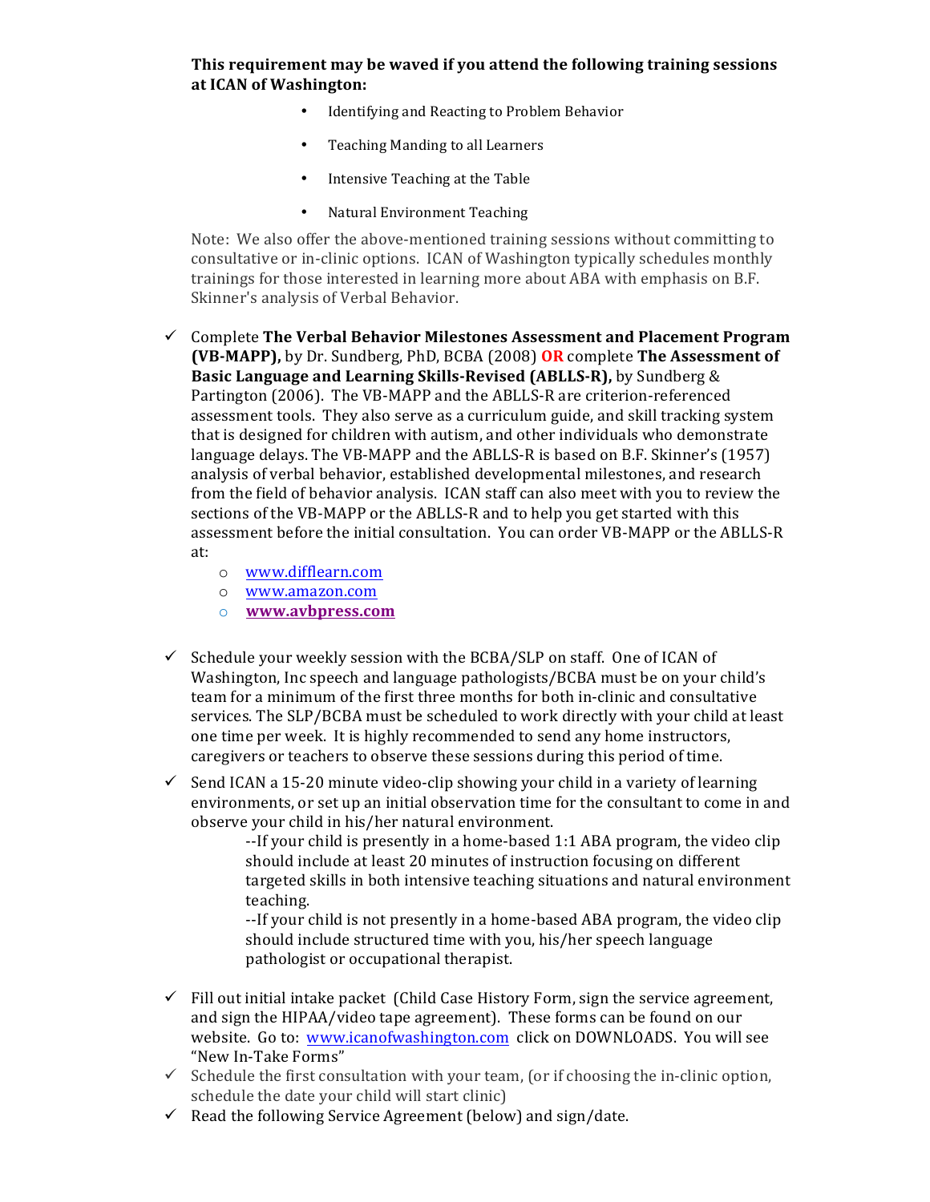**This requirement may be waved if you attend the following training sessions at ICAN of Washington:**

- Identifying and Reacting to Problem Behavior
- Teaching Manding to all Learners
- Intensive Teaching at the Table
- Natural Environment Teaching

Note: We also offer the above-mentioned training sessions without committing to consultative or in-clinic options. ICAN of Washington typically schedules monthly trainings for those interested in learning more about ABA with emphasis on B.F. Skinner's analysis of Verbal Behavior.

✓ Complete **The Verbal Behavior Milestones Assessment and Placement Program (VB-MAPP),** by Dr. Sundberg, PhD, BCBA (2008) **OR** complete **The Assessment of Basic Language and Learning Skills-Revised (ABLLS-R),** by Sundberg & Partington (2006). The VB-MAPP and the ABLLS-R are criterion-referenced assessment tools. They also serve as a curriculum guide, and skill tracking system that is designed for children with autism, and other individuals who demonstrate language delays. The VB-MAPP and the ABLLS-R is based on B.F. Skinner's (1957) analysis of verbal behavior, established developmental milestones, and research from the field of behavior analysis. ICAN staff can also meet with you to review the sections of the VB-MAPP or the ABLLS-R and to help you get started with this assessment before the initial consultation. You can order VB-MAPP or the ABLLS-R at:

- www.difflearn.com
- www.amazon.com
- **www.avbpress.com**

✓ Schedule your weekly session with the BCBA/SLP on staff. One of ICAN of Washington, Inc speech and language pathologists/BCBA must be on your child's team for a minimum of the first three months for both in-clinic and consultative services. The SLP/BCBA must be scheduled to work directly with your child at least one time per week. It is highly recommended to send any home instructors, caregivers or teachers to observe these sessions during this period of time.

✓ Send ICAN a 15-20 minute video-clip showing your child in a variety of learning environments, or set up an initial observation time for the consultant to come in and observe your child in his/her natural environment.

--If your child is presently in a home-based 1:1 ABA program, the video clip should include at least 20 minutes of instruction focusing on different targeted skills in both intensive teaching situations and natural environment teaching.

--If your child is not presently in a home-based ABA program, the video clip should include structured time with you, his/her speech language pathologist or occupational therapist.

✓ Fill out initial intake packet (Child Case History Form, sign the service agreement, and sign the HIPAA/video tape agreement). These forms can be found on our website. Go to: www.icanofwashington.com click on DOWNLOADS. You will see "New In-Take Forms"

✓ Schedule the first consultation with your team, (or if choosing the in-clinic option, schedule the date your child will start clinic)

✓ Read the following Service Agreement (below) and sign/date.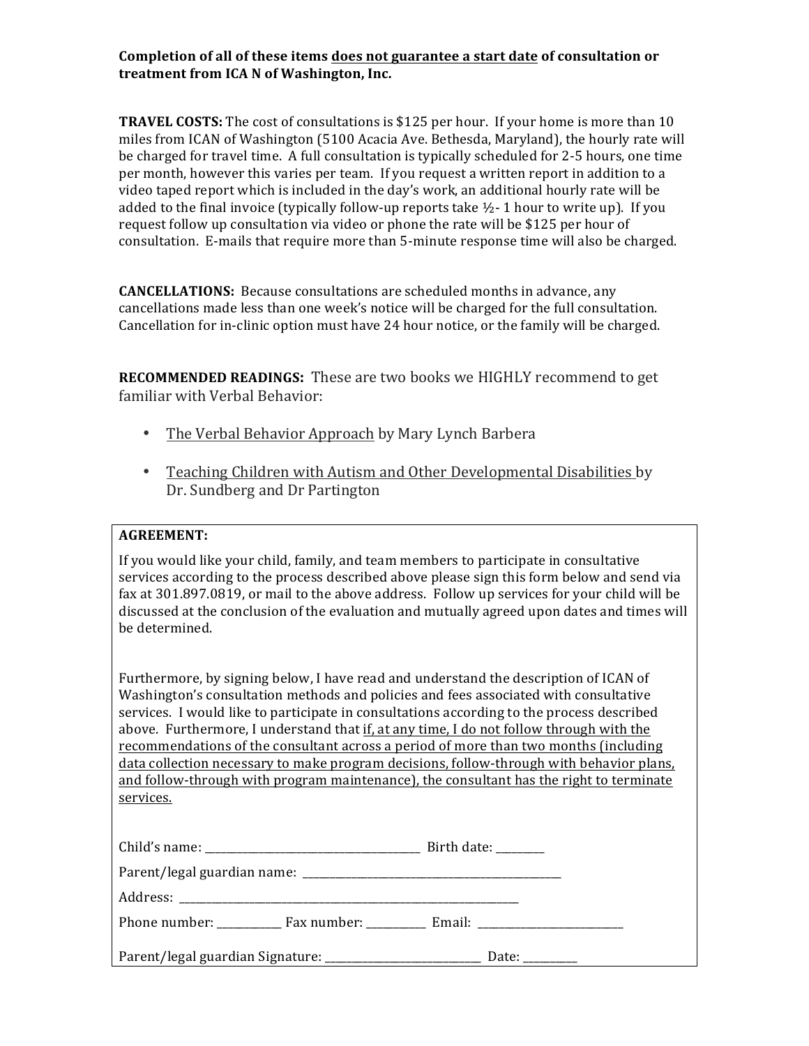**Completion of all of these items <u>does not guarantee a start date</u> of consultation or treatment from ICA N of Washington, Inc.**

**TRAVEL COSTS:** The cost of consultations is $125 per hour. If your home is more than 10 miles from ICAN of Washington (5100 Acacia Ave. Bethesda, Maryland), the hourly rate will be charged for travel time. A full consultation is typically scheduled for 2-5 hours, one time per month, however this varies per team. If you request a written report in addition to a video taped report which is included in the day's work, an additional hourly rate will be added to the final invoice (typically follow-up reports take ½- 1 hour to write up). If you request follow up consultation via video or phone the rate will be $125 per hour of consultation. E-mails that require more than 5-minute response time will also be charged.

**CANCELLATIONS:** Because consultations are scheduled months in advance, any cancellations made less than one week's notice will be charged for the full consultation. Cancellation for in-clinic option must have 24 hour notice, or the family will be charged.

**RECOMMENDED READINGS:** These are two books we HIGHLY recommend to get familiar with Verbal Behavior:

- <u>The Verbal Behavior Approach</u> by Mary Lynch Barbera
- <u>Teaching Children with Autism and Other Developmental Disabilities</u> by Dr. Sundberg and Dr Partington

**AGREEMENT:**

If you would like your child, family, and team members to participate in consultative services according to the process described above please sign this form below and send via fax at 301.897.0819, or mail to the above address. Follow up services for your child will be discussed at the conclusion of the evaluation and mutually agreed upon dates and times will be determined.

Furthermore, by signing below, I have read and understand the description of ICAN of Washington's consultation methods and policies and fees associated with consultative services. I would like to participate in consultations according to the process described above. Furthermore, I understand that <u>if, at any time, I do not follow through with the recommendations of the consultant across a period of more than two months (including data collection necessary to make program decisions, follow-through with behavior plans, and follow-through with program maintenance), the consultant has the right to terminate services.</u>

Child's name: ______________________ Birth date: ________

Parent/legal guardian name: ______________________

Address: ______________________

Phone number: ___________ Fax number: __________ Email: ______________________

Parent/legal guardian Signature: ______________________ Date: _________